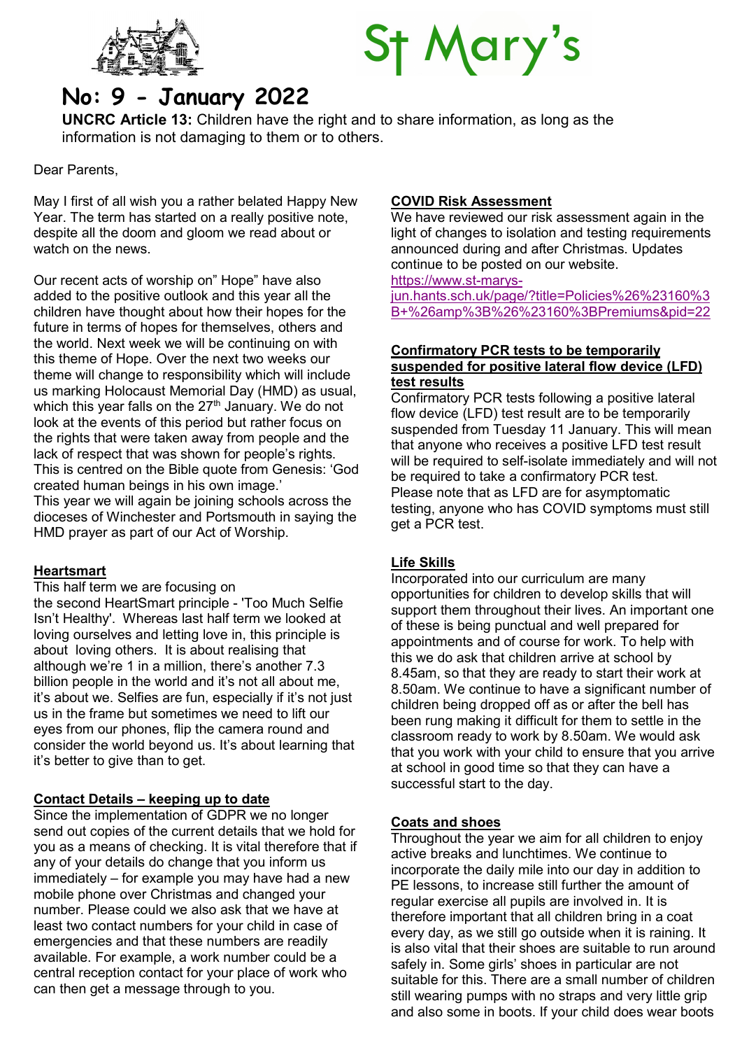# St Mary's

## No: 9 - January 2022

**UNCRC Article 13:** Children have the right and to share information, as long as the information is not damaging to them or to others.

Dear Parents,

May I first of all wish you a rather belated Happy New Year. The term has started on a really positive note, despite all the doom and gloom we read about or watch on the news.

Our recent acts of worship on" Hope" have also added to the positive outlook and this year all the children have thought about how their hopes for the future in terms of hopes for themselves, others and the world. Next week we will be continuing on with this theme of Hope. Over the next two weeks our theme will change to responsibility which will include us marking Holocaust Memorial Day (HMD) as usual, which this year falls on the 27th January. We do not look at the events of this period but rather focus on the rights that were taken away from people and the lack of respect that was shown for people's rights. This is centred on the Bible quote from Genesis: 'God created human beings in his own image.'
This year we will again be joining schools across the dioceses of Winchester and Portsmouth in saying the HMD prayer as part of our Act of Worship.

### Heartsmart

This half term we are focusing on
the second HeartSmart principle - 'Too Much Selfie Isn't Healthy'. Whereas last half term we looked at loving ourselves and letting love in, this principle is about loving others. It is about realising that although we're 1 in a million, there's another 7.3 billion people in the world and it's not all about me, it's about we. Selfies are fun, especially if it's not just us in the frame but sometimes we need to lift our eyes from our phones, flip the camera round and consider the world beyond us. It's about learning that it's better to give than to get.

### Contact Details – keeping up to date

Since the implementation of GDPR we no longer send out copies of the current details that we hold for you as a means of checking. It is vital therefore that if any of your details do change that you inform us immediately – for example you may have had a new mobile phone over Christmas and changed your number. Please could we also ask that we have at least two contact numbers for your child in case of emergencies and that these numbers are readily available. For example, a work number could be a central reception contact for your place of work who can then get a message through to you.

### COVID Risk Assessment

We have reviewed our risk assessment again in the light of changes to isolation and testing requirements announced during and after Christmas. Updates continue to be posted on our website.
https://www.st-marys-jun.hants.sch.uk/page/?title=Policies%26%23160%3B+%26amp%3B%26%23160%3BPremiums&pid=22

### Confirmatory PCR tests to be temporarily suspended for positive lateral flow device (LFD) test results

Confirmatory PCR tests following a positive lateral flow device (LFD) test result are to be temporarily suspended from Tuesday 11 January. This will mean that anyone who receives a positive LFD test result will be required to self-isolate immediately and will not be required to take a confirmatory PCR test.
Please note that as LFD are for asymptomatic testing, anyone who has COVID symptoms must still get a PCR test.

### Life Skills

Incorporated into our curriculum are many opportunities for children to develop skills that will support them throughout their lives. An important one of these is being punctual and well prepared for appointments and of course for work. To help with this we do ask that children arrive at school by 8.45am, so that they are ready to start their work at 8.50am. We continue to have a significant number of children being dropped off as or after the bell has been rung making it difficult for them to settle in the classroom ready to work by 8.50am. We would ask that you work with your child to ensure that you arrive at school in good time so that they can have a successful start to the day.

### Coats and shoes

Throughout the year we aim for all children to enjoy active breaks and lunchtimes. We continue to incorporate the daily mile into our day in addition to PE lessons, to increase still further the amount of regular exercise all pupils are involved in. It is therefore important that all children bring in a coat every day, as we still go outside when it is raining. It is also vital that their shoes are suitable to run around safely in. Some girls' shoes in particular are not suitable for this. There are a small number of children still wearing pumps with no straps and very little grip and also some in boots. If your child does wear boots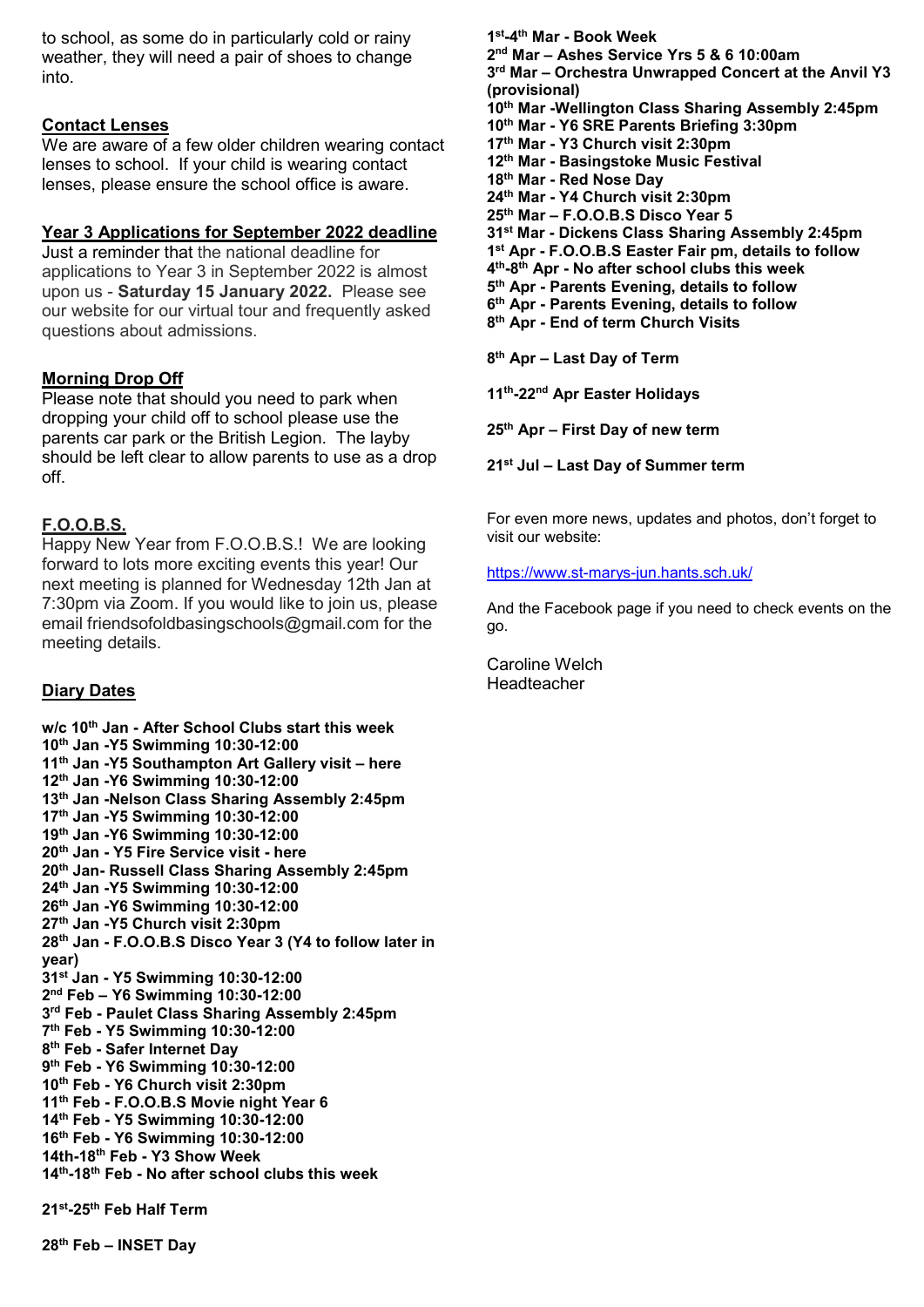to school, as some do in particularly cold or rainy weather, they will need a pair of shoes to change into.

## Contact Lenses

We are aware of a few older children wearing contact lenses to school. If your child is wearing contact lenses, please ensure the school office is aware.

## Year 3 Applications for September 2022 deadline

Just a reminder that the national deadline for applications to Year 3 in September 2022 is almost upon us - **Saturday 15 January 2022.** Please see our website for our virtual tour and frequently asked questions about admissions.

## Morning Drop Off

Please note that should you need to park when dropping your child off to school please use the parents car park or the British Legion. The layby should be left clear to allow parents to use as a drop off.

## F.O.O.B.S.

Happy New Year from F.O.O.B.S.! We are looking forward to lots more exciting events this year! Our next meeting is planned for Wednesday 12th Jan at 7:30pm via Zoom. If you would like to join us, please email friendsofoldbasingschools@gmail.com for the meeting details.

## Diary Dates

**w/c 10th Jan - After School Clubs start this week**
**10th Jan -Y5 Swimming 10:30-12:00**
**11th Jan -Y5 Southampton Art Gallery visit – here**
**12th Jan -Y6 Swimming 10:30-12:00**
**13th Jan -Nelson Class Sharing Assembly 2:45pm**
**17th Jan -Y5 Swimming 10:30-12:00**
**19th Jan -Y6 Swimming 10:30-12:00**
**20th Jan - Y5 Fire Service visit - here**
**20th Jan- Russell Class Sharing Assembly 2:45pm**
**24th Jan -Y5 Swimming 10:30-12:00**
**26th Jan -Y6 Swimming 10:30-12:00**
**27th Jan -Y5 Church visit 2:30pm**
**28th Jan - F.O.O.B.S Disco Year 3 (Y4 to follow later in year)**
**31st Jan - Y5 Swimming 10:30-12:00**
**2nd Feb – Y6 Swimming 10:30-12:00**
**3rd Feb - Paulet Class Sharing Assembly 2:45pm**
**7th Feb - Y5 Swimming 10:30-12:00**
**8th Feb - Safer Internet Day**
**9th Feb - Y6 Swimming 10:30-12:00**
**10th Feb - Y6 Church visit 2:30pm**
**11th Feb - F.O.O.B.S Movie night Year 6**
**14th Feb - Y5 Swimming 10:30-12:00**
**16th Feb - Y6 Swimming 10:30-12:00**
**14th-18th Feb - Y3 Show Week**
**14th-18th Feb - No after school clubs this week**

**21st-25th Feb Half Term**

**28th Feb – INSET Day**

**1st-4th Mar - Book Week**
**2nd Mar – Ashes Service Yrs 5 & 6 10:00am**
**3rd Mar – Orchestra Unwrapped Concert at the Anvil Y3 (provisional)**
**10th Mar -Wellington Class Sharing Assembly 2:45pm**
**10th Mar - Y6 SRE Parents Briefing 3:30pm**
**17th Mar - Y3 Church visit 2:30pm**
**12th Mar - Basingstoke Music Festival**
**18th Mar - Red Nose Day**
**24th Mar - Y4 Church visit 2:30pm**
**25th Mar – F.O.O.B.S Disco Year 5**
**31st Mar - Dickens Class Sharing Assembly 2:45pm**
**1st Apr - F.O.O.B.S Easter Fair pm, details to follow**
**4th-8th Apr - No after school clubs this week**
**5th Apr - Parents Evening, details to follow**
**6th Apr - Parents Evening, details to follow**
**8th Apr - End of term Church Visits**

**8th Apr – Last Day of Term**

**11th-22nd Apr Easter Holidays**

**25th Apr – First Day of new term**

**21st Jul – Last Day of Summer term**

For even more news, updates and photos, don't forget to visit our website:

https://www.st-marys-jun.hants.sch.uk/

And the Facebook page if you need to check events on the go.

Caroline Welch
Headteacher